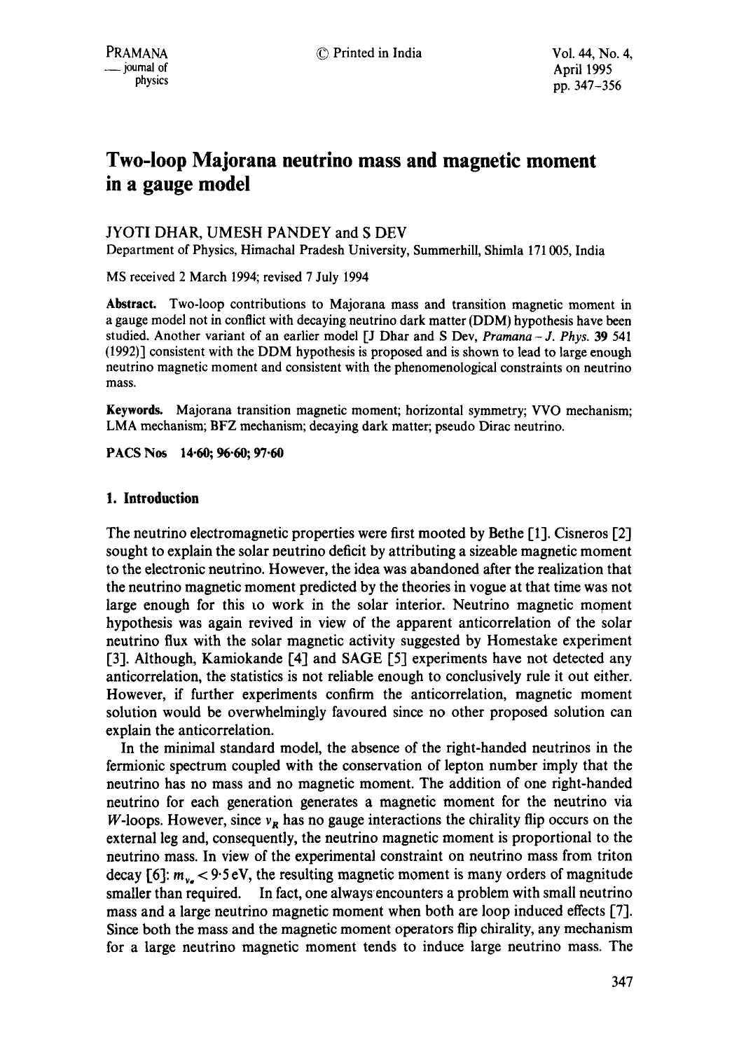# Two-loop Majorana neutrino mass and magnetic moment in a gauge model

JYOTI DHAR, UMESH PANDEY and S DEV

Department of Physics, Himachal Pradesh University, Summerhill, Shimla 171 005, India

MS received 2 March 1994; revised 7 July 1994

**Abstract.** Two-loop contributions to Majorana mass and transition magnetic moment in a gauge model not in conflict with decaying neutrino dark matter (DDM) hypothesis have been studied. Another variant of an earlier model [J Dhar and S Dev, *Pramana – J. Phys.* **39** 541 (1992)] consistent with the DDM hypothesis is proposed and is shown to lead to large enough neutrino magnetic moment and consistent with the phenomenological constraints on neutrino mass.

**Keywords.** Majorana transition magnetic moment; horizontal symmetry; VVO mechanism; LMA mechanism; BFZ mechanism; decaying dark matter; pseudo Dirac neutrino.

**PACS Nos** 14·60; 96·60; 97·60

## 1. Introduction

The neutrino electromagnetic properties were first mooted by Bethe [1]. Cisneros [2] sought to explain the solar neutrino deficit by attributing a sizeable magnetic moment to the electronic neutrino. However, the idea was abandoned after the realization that the neutrino magnetic moment predicted by the theories in vogue at that time was not large enough for this to work in the solar interior. Neutrino magnetic moment hypothesis was again revived in view of the apparent anticorrelation of the solar neutrino flux with the solar magnetic activity suggested by Homestake experiment [3]. Although, Kamiokande [4] and SAGE [5] experiments have not detected any anticorrelation, the statistics is not reliable enough to conclusively rule it out either. However, if further experiments confirm the anticorrelation, magnetic moment solution would be overwhelmingly favoured since no other proposed solution can explain the anticorrelation.

In the minimal standard model, the absence of the right-handed neutrinos in the fermionic spectrum coupled with the conservation of lepton number imply that the neutrino has no mass and no magnetic moment. The addition of one right-handed neutrino for each generation generates a magnetic moment for the neutrino via $W$-loops. However, since $\nu_R$ has no gauge interactions the chirality flip occurs on the external leg and, consequently, the neutrino magnetic moment is proportional to the neutrino mass. In view of the experimental constraint on neutrino mass from triton decay [6]: $m_{\nu_e} < 9{\cdot}5$ eV, the resulting magnetic moment is many orders of magnitude smaller than required. In fact, one always encounters a problem with small neutrino mass and a large neutrino magnetic moment when both are loop induced effects [7]. Since both the mass and the magnetic moment operators flip chirality, any mechanism for a large neutrino magnetic moment tends to induce large neutrino mass. The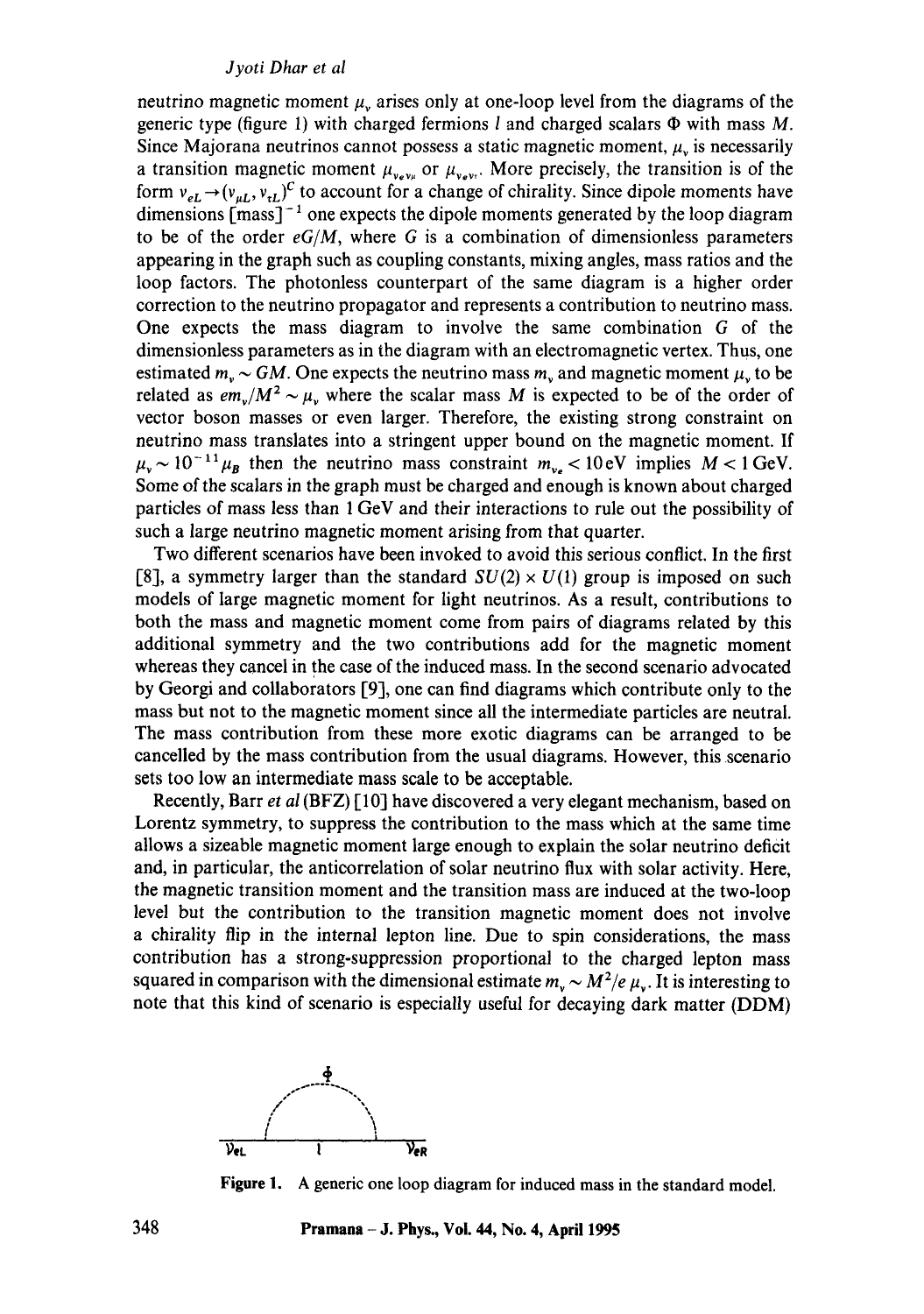neutrino magnetic moment $\mu_\nu$ arises only at one-loop level from the diagrams of the generic type (figure 1) with charged fermions $l$ and charged scalars $\Phi$ with mass $M$. Since Majorana neutrinos cannot possess a static magnetic moment, $\mu_\nu$ is necessarily a transition magnetic moment $\mu_{\nu_e \nu_\mu}$ or $\mu_{\nu_e \nu_\tau}$. More precisely, the transition is of the form $\nu_{eL} \rightarrow (\nu_{\mu L}, \nu_{\tau L})^C$ to account for a change of chirality. Since dipole moments have dimensions $[\text{mass}]^{-1}$ one expects the dipole moments generated by the loop diagram to be of the order $eG/M$, where $G$ is a combination of dimensionless parameters appearing in the graph such as coupling constants, mixing angles, mass ratios and the loop factors. The photonless counterpart of the same diagram is a higher order correction to the neutrino propagator and represents a contribution to neutrino mass. One expects the mass diagram to involve the same combination $G$ of the dimensionless parameters as in the diagram with an electromagnetic vertex. Thus, one estimated $m_\nu \sim GM$. One expects the neutrino mass $m_\nu$ and magnetic moment $\mu_\nu$ to be related as $em_\nu/M^2 \sim \mu_\nu$ where the scalar mass $M$ is expected to be of the order of vector boson masses or even larger. Therefore, the existing strong constraint on neutrino mass translates into a stringent upper bound on the magnetic moment. If $\mu_\nu \sim 10^{-11}\mu_B$ then the neutrino mass constraint $m_{\nu_e} < 10\,\text{eV}$ implies $M < 1\,\text{GeV}$. Some of the scalars in the graph must be charged and enough is known about charged particles of mass less than 1 GeV and their interactions to rule out the possibility of such a large neutrino magnetic moment arising from that quarter.

Two different scenarios have been invoked to avoid this serious conflict. In the first [8], a symmetry larger than the standard $SU(2) \times U(1)$ group is imposed on such models of large magnetic moment for light neutrinos. As a result, contributions to both the mass and magnetic moment come from pairs of diagrams related by this additional symmetry and the two contributions add for the magnetic moment whereas they cancel in the case of the induced mass. In the second scenario advocated by Georgi and collaborators [9], one can find diagrams which contribute only to the mass but not to the magnetic moment since all the intermediate particles are neutral. The mass contribution from these more exotic diagrams can be arranged to be cancelled by the mass contribution from the usual diagrams. However, this scenario sets too low an intermediate mass scale to be acceptable.

Recently, Barr *et al* (BFZ) [10] have discovered a very elegant mechanism, based on Lorentz symmetry, to suppress the contribution to the mass which at the same time allows a sizeable magnetic moment large enough to explain the solar neutrino deficit and, in particular, the anticorrelation of solar neutrino flux with solar activity. Here, the magnetic transition moment and the transition mass are induced at the two-loop level but the contribution to the transition magnetic moment does not involve a chirality flip in the internal lepton line. Due to spin considerations, the mass contribution has a strong-suppression proportional to the charged lepton mass squared in comparison with the dimensional estimate $m_\nu \sim M^2/e\,\mu_\nu$. It is interesting to note that this kind of scenario is especially useful for decaying dark matter (DDM)

**Figure 1.** A generic one loop diagram for induced mass in the standard model.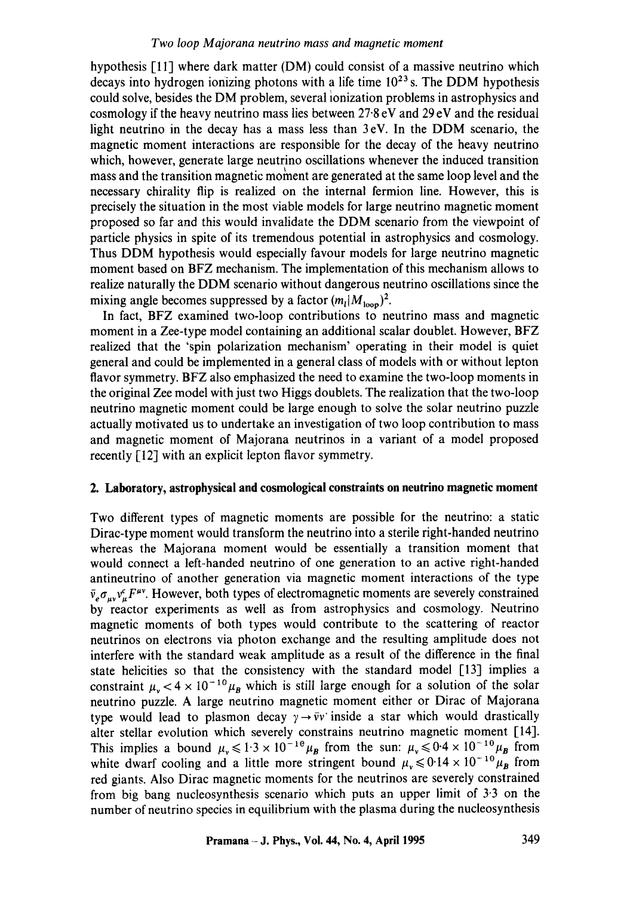hypothesis [11] where dark matter (DM) could consist of a massive neutrino which decays into hydrogen ionizing photons with a life time $10^{23}$ s. The DDM hypothesis could solve, besides the DM problem, several ionization problems in astrophysics and cosmology if the heavy neutrino mass lies between 27·8 eV and 29 eV and the residual light neutrino in the decay has a mass less than 3 eV. In the DDM scenario, the magnetic moment interactions are responsible for the decay of the heavy neutrino which, however, generate large neutrino oscillations whenever the induced transition mass and the transition magnetic moment are generated at the same loop level and the necessary chirality flip is realized on the internal fermion line. However, this is precisely the situation in the most viable models for large neutrino magnetic moment proposed so far and this would invalidate the DDM scenario from the viewpoint of particle physics in spite of its tremendous potential in astrophysics and cosmology. Thus DDM hypothesis would especially favour models for large neutrino magnetic moment based on BFZ mechanism. The implementation of this mechanism allows to realize naturally the DDM scenario without dangerous neutrino oscillations since the mixing angle becomes suppressed by a factor $(m_l/M_{\text{loop}})^2$.

In fact, BFZ examined two-loop contributions to neutrino mass and magnetic moment in a Zee-type model containing an additional scalar doublet. However, BFZ realized that the 'spin polarization mechanism' operating in their model is quiet general and could be implemented in a general class of models with or without lepton flavor symmetry. BFZ also emphasized the need to examine the two-loop moments in the original Zee model with just two Higgs doublets. The realization that the two-loop neutrino magnetic moment could be large enough to solve the solar neutrino puzzle actually motivated us to undertake an investigation of two loop contribution to mass and magnetic moment of Majorana neutrinos in a variant of a model proposed recently [12] with an explicit lepton flavor symmetry.

## 2. Laboratory, astrophysical and cosmological constraints on neutrino magnetic moment

Two different types of magnetic moments are possible for the neutrino: a static Dirac-type moment would transform the neutrino into a sterile right-handed neutrino whereas the Majorana moment would be essentially a transition moment that would connect a left-handed neutrino of one generation to an active right-handed antineutrino of another generation via magnetic moment interactions of the type $\bar{\nu}_e \sigma_{\mu\nu} \nu_\mu^c F^{\mu\nu}$. However, both types of electromagnetic moments are severely constrained by reactor experiments as well as from astrophysics and cosmology. Neutrino magnetic moments of both types would contribute to the scattering of reactor neutrinos on electrons via photon exchange and the resulting amplitude does not interfere with the standard weak amplitude as a result of the difference in the final state helicities so that the consistency with the standard model [13] implies a constraint $\mu_\nu < 4 \times 10^{-10} \mu_B$ which is still large enough for a solution of the solar neutrino puzzle. A large neutrino magnetic moment either or Dirac of Majorana type would lead to plasmon decay $\gamma \to \bar{\nu}\nu'$ inside a star which would drastically alter stellar evolution which severely constrains neutrino magnetic moment [14]. This implies a bound $\mu_\nu \leqslant 1{\cdot}3 \times 10^{-10} \mu_B$ from the sun: $\mu_\nu \leqslant 0{\cdot}4 \times 10^{-10} \mu_B$ from white dwarf cooling and a little more stringent bound $\mu_\nu \leqslant 0{\cdot}14 \times 10^{-10} \mu_B$ from red giants. Also Dirac magnetic moments for the neutrinos are severely constrained from big bang nucleosynthesis scenario which puts an upper limit of 3·3 on the number of neutrino species in equilibrium with the plasma during the nucleosynthesis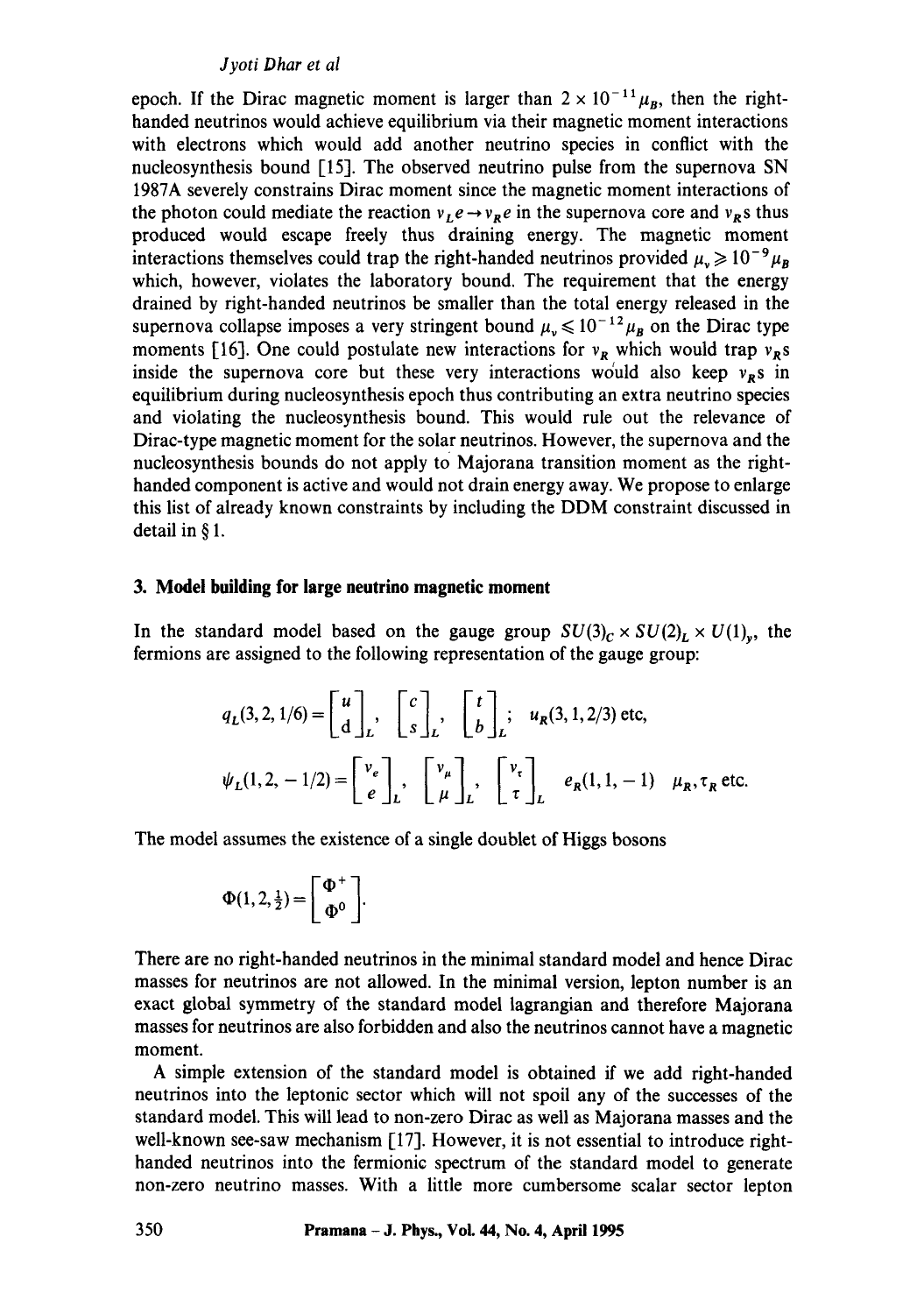epoch. If the Dirac magnetic moment is larger than $2 \times 10^{-11}\mu_B$, then the right-handed neutrinos would achieve equilibrium via their magnetic moment interactions with electrons which would add another neutrino species in conflict with the nucleosynthesis bound [15]. The observed neutrino pulse from the supernova SN 1987A severely constrains Dirac moment since the magnetic moment interactions of the photon could mediate the reaction $\nu_L e \to \nu_R e$ in the supernova core and $\nu_R$s thus produced would escape freely thus draining energy. The magnetic moment interactions themselves could trap the right-handed neutrinos provided $\mu_\nu \geqslant 10^{-9}\mu_B$ which, however, violates the laboratory bound. The requirement that the energy drained by right-handed neutrinos be smaller than the total energy released in the supernova collapse imposes a very stringent bound $\mu_\nu \leqslant 10^{-12}\mu_B$ on the Dirac type moments [16]. One could postulate new interactions for $\nu_R$ which would trap $\nu_R$s inside the supernova core but these very interactions would also keep $\nu_R$s in equilibrium during nucleosynthesis epoch thus contributing an extra neutrino species and violating the nucleosynthesis bound. This would rule out the relevance of Dirac-type magnetic moment for the solar neutrinos. However, the supernova and the nucleosynthesis bounds do not apply to Majorana transition moment as the right-handed component is active and would not drain energy away. We propose to enlarge this list of already known constraints by including the DDM constraint discussed in detail in § 1.

## 3. Model building for large neutrino magnetic moment

In the standard model based on the gauge group $SU(3)_C \times SU(2)_L \times U(1)_y$, the fermions are assigned to the following representation of the gauge group:

$$q_L(3,2,1/6) = \begin{bmatrix} u \\ d \end{bmatrix}_L, \quad \begin{bmatrix} c \\ s \end{bmatrix}_L, \quad \begin{bmatrix} t \\ b \end{bmatrix}_L; \quad u_R(3,1,2/3) \text{ etc},$$

$$\psi_L(1,2,-1/2) = \begin{bmatrix} \nu_e \\ e \end{bmatrix}_L, \quad \begin{bmatrix} \nu_\mu \\ \mu \end{bmatrix}_L, \quad \begin{bmatrix} \nu_\tau \\ \tau \end{bmatrix}_L \quad e_R(1,1,-1) \quad \mu_R, \tau_R \text{ etc.}$$

The model assumes the existence of a single doublet of Higgs bosons

$$\Phi(1,2,\tfrac{1}{2}) = \begin{bmatrix} \Phi^+ \\ \Phi^0 \end{bmatrix}.$$

There are no right-handed neutrinos in the minimal standard model and hence Dirac masses for neutrinos are not allowed. In the minimal version, lepton number is an exact global symmetry of the standard model lagrangian and therefore Majorana masses for neutrinos are also forbidden and also the neutrinos cannot have a magnetic moment.

A simple extension of the standard model is obtained if we add right-handed neutrinos into the leptonic sector which will not spoil any of the successes of the standard model. This will lead to non-zero Dirac as well as Majorana masses and the well-known see-saw mechanism [17]. However, it is not essential to introduce right-handed neutrinos into the fermionic spectrum of the standard model to generate non-zero neutrino masses. With a little more cumbersome scalar sector lepton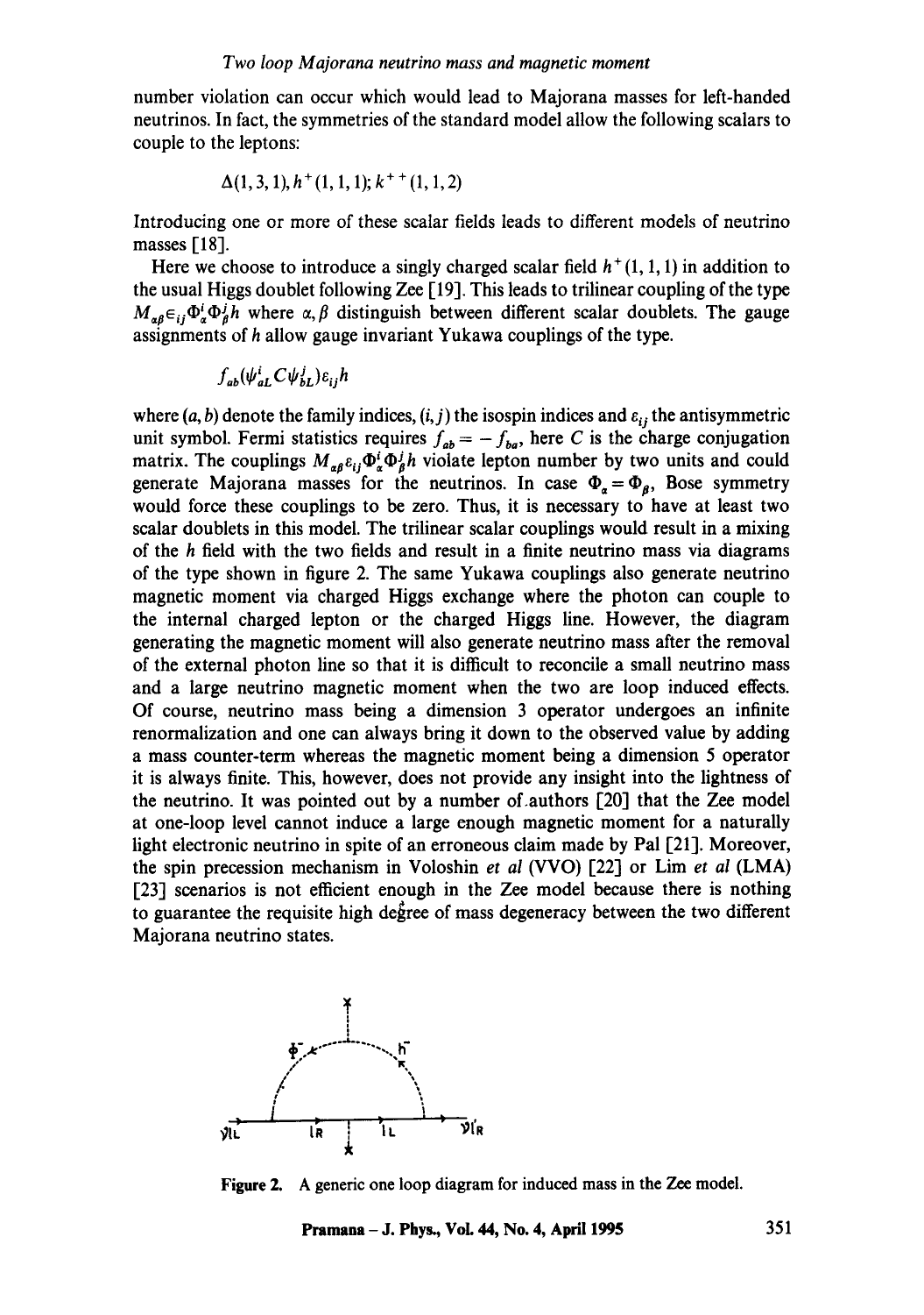number violation can occur which would lead to Majorana masses for left-handed neutrinos. In fact, the symmetries of the standard model allow the following scalars to couple to the leptons:

$$\Delta(1,3,1), h^{+}(1,1,1); k^{++}(1,1,2)$$

Introducing one or more of these scalar fields leads to different models of neutrino masses [18].

Here we choose to introduce a singly charged scalar field $h^{+}(1,1,1)$ in addition to the usual Higgs doublet following Zee [19]. This leads to trilinear coupling of the type $M_{\alpha\beta}\epsilon_{ij}\Phi^{i}_{\alpha}\Phi^{j}_{\beta}h$ where $\alpha, \beta$ distinguish between different scalar doublets. The gauge assignments of $h$ allow gauge invariant Yukawa couplings of the type.

$$f_{ab}(\psi^{i}_{aL}C\psi^{j}_{bL})\varepsilon_{ij}h$$

where $(a, b)$ denote the family indices, $(i, j)$ the isospin indices and $\varepsilon_{ij}$ the antisymmetric unit symbol. Fermi statistics requires $f_{ab} = -f_{ba}$, here $C$ is the charge conjugation matrix. The couplings $M_{\alpha\beta}\varepsilon_{ij}\Phi^{i}_{\alpha}\Phi^{j}_{\beta}h$ violate lepton number by two units and could generate Majorana masses for the neutrinos. In case $\Phi_{\alpha} = \Phi_{\beta}$, Bose symmetry would force these couplings to be zero. Thus, it is necessary to have at least two scalar doublets in this model. The trilinear scalar couplings would result in a mixing of the $h$ field with the two fields and result in a finite neutrino mass via diagrams of the type shown in figure 2. The same Yukawa couplings also generate neutrino magnetic moment via charged Higgs exchange where the photon can couple to the internal charged lepton or the charged Higgs line. However, the diagram generating the magnetic moment will also generate neutrino mass after the removal of the external photon line so that it is difficult to reconcile a small neutrino mass and a large neutrino magnetic moment when the two are loop induced effects. Of course, neutrino mass being a dimension 3 operator undergoes an infinite renormalization and one can always bring it down to the observed value by adding a mass counter-term whereas the magnetic moment being a dimension 5 operator it is always finite. This, however, does not provide any insight into the lightness of the neutrino. It was pointed out by a number of authors [20] that the Zee model at one-loop level cannot induce a large enough magnetic moment for a naturally light electronic neutrino in spite of an erroneous claim made by Pal [21]. Moreover, the spin precession mechanism in Voloshin *et al* (VVO) [22] or Lim *et al* (LMA) [23] scenarios is not efficient enough in the Zee model because there is nothing to guarantee the requisite high degree of mass degeneracy between the two different Majorana neutrino states.

**Figure 2.** A generic one loop diagram for induced mass in the Zee model.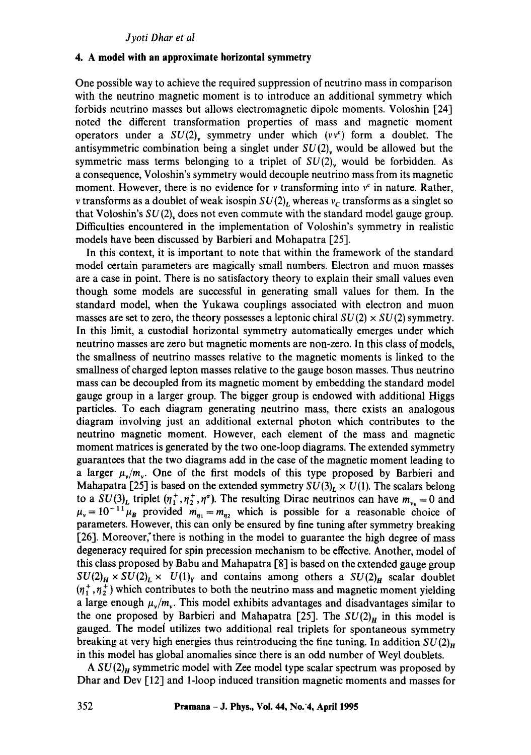## 4. A model with an approximate horizontal symmetry

One possible way to achieve the required suppression of neutrino mass in comparison with the neutrino magnetic moment is to introduce an additional symmetry which forbids neutrino masses but allows electromagnetic dipole moments. Voloshin [24] noted the different transformation properties of mass and magnetic moment operators under a $SU(2)_\nu$ symmetry under which $(\nu\nu^c)$ form a doublet. The antisymmetric combination being a singlet under $SU(2)_\nu$ would be allowed but the symmetric mass terms belonging to a triplet of $SU(2)_\nu$ would be forbidden. As a consequence, Voloshin's symmetry would decouple neutrino mass from its magnetic moment. However, there is no evidence for $\nu$ transforming into $\nu^c$ in nature. Rather, $\nu$ transforms as a doublet of weak isospin $SU(2)_L$ whereas $\nu_C$ transforms as a singlet so that Voloshin's $SU(2)_\nu$ does not even commute with the standard model gauge group. Difficulties encountered in the implementation of Voloshin's symmetry in realistic models have been discussed by Barbieri and Mohapatra [25].

In this context, it is important to note that within the framework of the standard model certain parameters are magically small numbers. Electron and muon masses are a case in point. There is no satisfactory theory to explain their small values even though some models are successful in generating small values for them. In the standard model, when the Yukawa couplings associated with electron and muon masses are set to zero, the theory possesses a leptonic chiral $SU(2) \times SU(2)$ symmetry. In this limit, a custodial horizontal symmetry automatically emerges under which neutrino masses are zero but magnetic moments are non-zero. In this class of models, the smallness of neutrino masses relative to the magnetic moments is linked to the smallness of charged lepton masses relative to the gauge boson masses. Thus neutrino mass can be decoupled from its magnetic moment by embedding the standard model gauge group in a larger group. The bigger group is endowed with additional Higgs particles. To each diagram generating neutrino mass, there exists an analogous diagram involving just an additional external photon which contributes to the neutrino magnetic moment. However, each element of the mass and magnetic moment matrices is generated by the two one-loop diagrams. The extended symmetry guarantees that the two diagrams add in the case of the magnetic moment leading to a larger $\mu_\nu/m_\nu$. One of the first models of this type proposed by Barbieri and Mahapatra [25] is based on the extended symmetry $SU(3)_L \times U(1)$. The scalars belong to a $SU(3)_L$ triplet $(\eta_1^+, \eta_2^+, \eta^\sigma)$. The resulting Dirac neutrinos can have $m_{\nu_e} = 0$ and $\mu_\nu = 10^{-11}\mu_B$ provided $m_{\eta_1} = m_{\eta_2}$ which is possible for a reasonable choice of parameters. However, this can only be ensured by fine tuning after symmetry breaking [26]. Moreover, there is nothing in the model to guarantee the high degree of mass degeneracy required for spin precession mechanism to be effective. Another, model of this class proposed by Babu and Mahapatra [8] is based on the extended gauge group $SU(2)_H \times SU(2)_L \times U(1)_Y$ and contains among others a $SU(2)_H$ scalar doublet $(\eta_1^+, \eta_2^+)$ which contributes to both the neutrino mass and magnetic moment yielding a large enough $\mu_\nu/m_\nu$. This model exhibits advantages and disadvantages similar to the one proposed by Barbieri and Mahapatra [25]. The $SU(2)_H$ in this model is gauged. The model utilizes two additional real triplets for spontaneous symmetry breaking at very high energies thus reintroducing the fine tuning. In addition $SU(2)_H$ in this model has global anomalies since there is an odd number of Weyl doublets.

A $SU(2)_H$ symmetric model with Zee model type scalar spectrum was proposed by Dhar and Dev [12] and 1-loop induced transition magnetic moments and masses for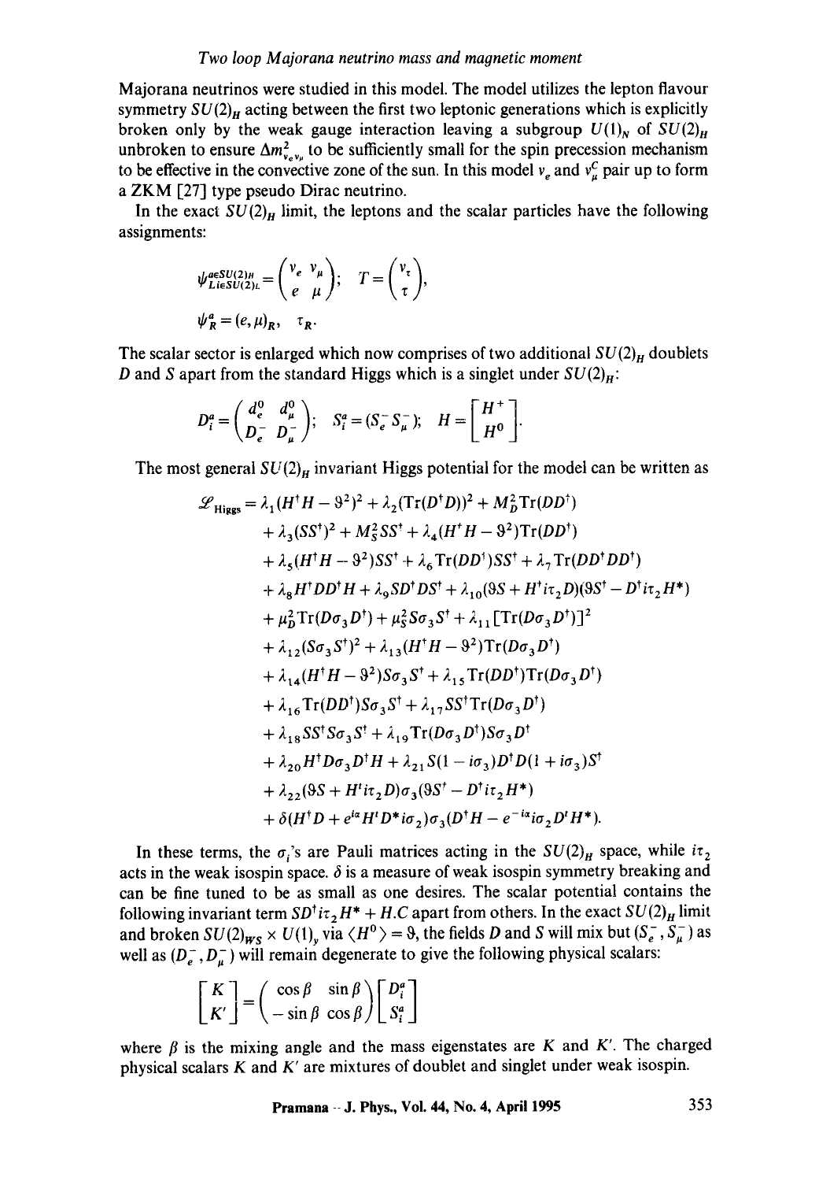Majorana neutrinos were studied in this model. The model utilizes the lepton flavour symmetry $SU(2)_H$ acting between the first two leptonic generations which is explicitly broken only by the weak gauge interaction leaving a subgroup $U(1)_N$ of $SU(2)_H$ unbroken to ensure $\Delta m^2_{\nu_e \nu_\mu}$ to be sufficiently small for the spin precession mechanism to be effective in the convective zone of the sun. In this model $\nu_e$ and $\nu^C_\mu$ pair up to form a ZKM [27] type pseudo Dirac neutrino.

In the exact $SU(2)_H$ limit, the leptons and the scalar particles have the following assignments:

$$\psi^{a \in SU(2)_H}_{L i \in SU(2)_L} = \begin{pmatrix} \nu_e & \nu_\mu \\ e & \mu \end{pmatrix}; \quad T = \begin{pmatrix} \nu_\tau \\ \tau \end{pmatrix},$$

$$\psi^a_R = (e, \mu)_R, \quad \tau_R.$$

The scalar sector is enlarged which now comprises of two additional $SU(2)_H$ doublets $D$ and $S$ apart from the standard Higgs which is a singlet under $SU(2)_H$:

$$D^a_i = \begin{pmatrix} d^0_e & d^0_\mu \\ D^-_e & D^-_\mu \end{pmatrix}; \quad S^a_i = (S^-_e \; S^-_\mu); \quad H = \begin{bmatrix} H^+ \\ H^0 \end{bmatrix}.$$

The most general $SU(2)_H$ invariant Higgs potential for the model can be written as

$$\begin{aligned}
\mathscr{L}_{\text{Higgs}} = {} & \lambda_1 (H^\dagger H - \vartheta^2)^2 + \lambda_2 (\text{Tr}(D^\dagger D))^2 + M_D^2 \text{Tr}(DD^\dagger) \\
& + \lambda_3 (SS^\dagger)^2 + M_S^2 SS^\dagger + \lambda_4 (H^\dagger H - \vartheta^2)\text{Tr}(DD^\dagger) \\
& + \lambda_5 (H^\dagger H - \vartheta^2) SS^\dagger + \lambda_6 \text{Tr}(DD^\dagger) SS^\dagger + \lambda_7 \text{Tr}(DD^\dagger DD^\dagger) \\
& + \lambda_8 H^\dagger DD^\dagger H + \lambda_9 SD^\dagger DS^\dagger + \lambda_{10} (\vartheta S + H^\dagger i\tau_2 D)(\vartheta S^\dagger - D^\dagger i\tau_2 H^*) \\
& + \mu_D^2 \text{Tr}(D\sigma_3 D^\dagger) + \mu_S^2 S\sigma_3 S^\dagger + \lambda_{11} [\text{Tr}(D\sigma_3 D^\dagger)]^2 \\
& + \lambda_{12} (S\sigma_3 S^\dagger)^2 + \lambda_{13} (H^\dagger H - \vartheta^2)\text{Tr}(D\sigma_3 D^\dagger) \\
& + \lambda_{14} (H^\dagger H - \vartheta^2) S\sigma_3 S^\dagger + \lambda_{15} \text{Tr}(DD^\dagger)\text{Tr}(D\sigma_3 D^\dagger) \\
& + \lambda_{16} \text{Tr}(DD^\dagger) S\sigma_3 S^\dagger + \lambda_{17} SS^\dagger \text{Tr}(D\sigma_3 D^\dagger) \\
& + \lambda_{18} SS^\dagger S\sigma_3 S^\dagger + \lambda_{19} \text{Tr}(D\sigma_3 D^\dagger) S\sigma_3 D^\dagger \\
& + \lambda_{20} H^\dagger D\sigma_3 D^\dagger H + \lambda_{21} S(1 - i\sigma_3) D^\dagger D(1 + i\sigma_3) S^\dagger \\
& + \lambda_{22} (\vartheta S + H^t i\tau_2 D)\sigma_3 (\vartheta S^\dagger - D^\dagger i\tau_2 H^*) \\
& + \delta (H^\dagger D + e^{i\alpha} H^t D^* i\sigma_2)\sigma_3 (D^\dagger H - e^{-i\alpha} i\sigma_2 D^t H^*).
\end{aligned}$$

In these terms, the $\sigma_i$'s are Pauli matrices acting in the $SU(2)_H$ space, while $i\tau_2$ acts in the weak isospin space. $\delta$ is a measure of weak isospin symmetry breaking and can be fine tuned to be as small as one desires. The scalar potential contains the following invariant term $SD^\dagger i\tau_2 H^* + H.C$ apart from others. In the exact $SU(2)_H$ limit and broken $SU(2)_{WS} \times U(1)_y$ via $\langle H^0 \rangle = \vartheta$, the fields $D$ and $S$ will mix but $(S^-_e, S^-_\mu)$ as well as $(D^-_e, D^-_\mu)$ will remain degenerate to give the following physical scalars:

$$\begin{bmatrix} K \\ K' \end{bmatrix} = \begin{pmatrix} \cos\beta & \sin\beta \\ -\sin\beta & \cos\beta \end{pmatrix} \begin{bmatrix} D^a_i \\ S^a_i \end{bmatrix}$$

where $\beta$ is the mixing angle and the mass eigenstates are $K$ and $K'$. The charged physical scalars $K$ and $K'$ are mixtures of doublet and singlet under weak isospin.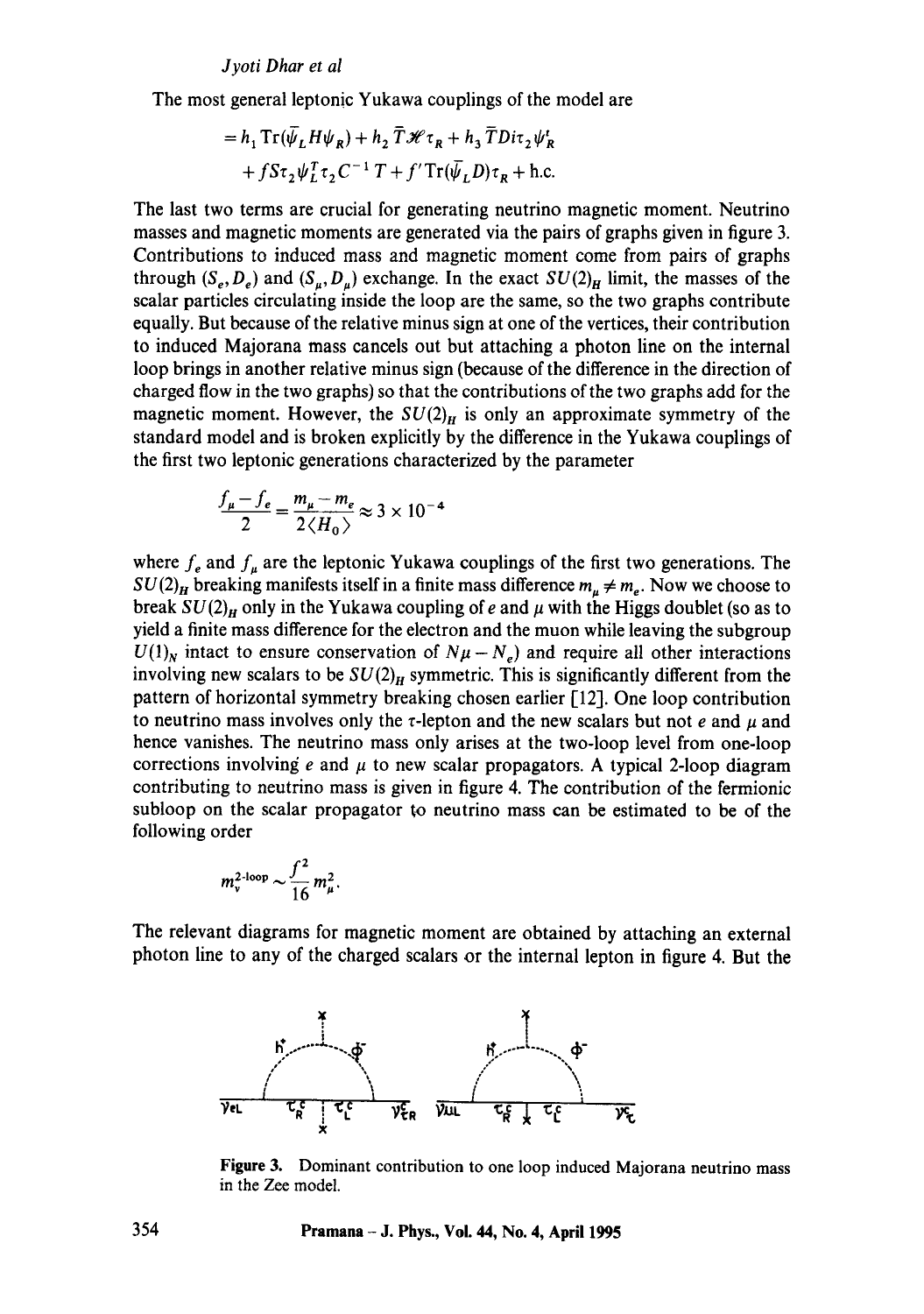The most general leptonic Yukawa couplings of the model are

$$= h_1 \operatorname{Tr}(\bar{\psi}_L H \psi_R) + h_2 \bar{T}\mathscr{H}\tau_R + h_3 \bar{T} D i\tau_2 \psi'_R$$
$$+ f S \tau_2 \psi_L^T \tau_2 C^{-1} T + f' \operatorname{Tr}(\bar{\psi}_L D)\tau_R + \text{h.c.}$$

The last two terms are crucial for generating neutrino magnetic moment. Neutrino masses and magnetic moments are generated via the pairs of graphs given in figure 3. Contributions to induced mass and magnetic moment come from pairs of graphs through $(S_e, D_e)$ and $(S_\mu, D_\mu)$ exchange. In the exact $SU(2)_H$ limit, the masses of the scalar particles circulating inside the loop are the same, so the two graphs contribute equally. But because of the relative minus sign at one of the vertices, their contribution to induced Majorana mass cancels out but attaching a photon line on the internal loop brings in another relative minus sign (because of the difference in the direction of charged flow in the two graphs) so that the contributions of the two graphs add for the magnetic moment. However, the $SU(2)_H$ is only an approximate symmetry of the standard model and is broken explicitly by the difference in the Yukawa couplings of the first two leptonic generations characterized by the parameter

$$\frac{f_\mu - f_e}{2} = \frac{m_\mu - m_e}{2\langle H_0 \rangle} \approx 3 \times 10^{-4}$$

where $f_e$ and $f_\mu$ are the leptonic Yukawa couplings of the first two generations. The $SU(2)_H$ breaking manifests itself in a finite mass difference $m_\mu \neq m_e$. Now we choose to break $SU(2)_H$ only in the Yukawa coupling of $e$ and $\mu$ with the Higgs doublet (so as to yield a finite mass difference for the electron and the muon while leaving the subgroup $U(1)_N$ intact to ensure conservation of $N\mu - N_e$) and require all other interactions involving new scalars to be $SU(2)_H$ symmetric. This is significantly different from the pattern of horizontal symmetry breaking chosen earlier [12]. One loop contribution to neutrino mass involves only the $\tau$-lepton and the new scalars but not $e$ and $\mu$ and hence vanishes. The neutrino mass only arises at the two-loop level from one-loop corrections involving $e$ and $\mu$ to new scalar propagators. A typical 2-loop diagram contributing to neutrino mass is given in figure 4. The contribution of the fermionic subloop on the scalar propagator to neutrino mass can be estimated to be of the following order

$$m_\nu^{2\text{-loop}} \sim \frac{f^2}{16} m_\mu^2.$$

The relevant diagrams for magnetic moment are obtained by attaching an external photon line to any of the charged scalars or the internal lepton in figure 4. But the

Figure 3. Dominant contribution to one loop induced Majorana neutrino mass in the Zee model.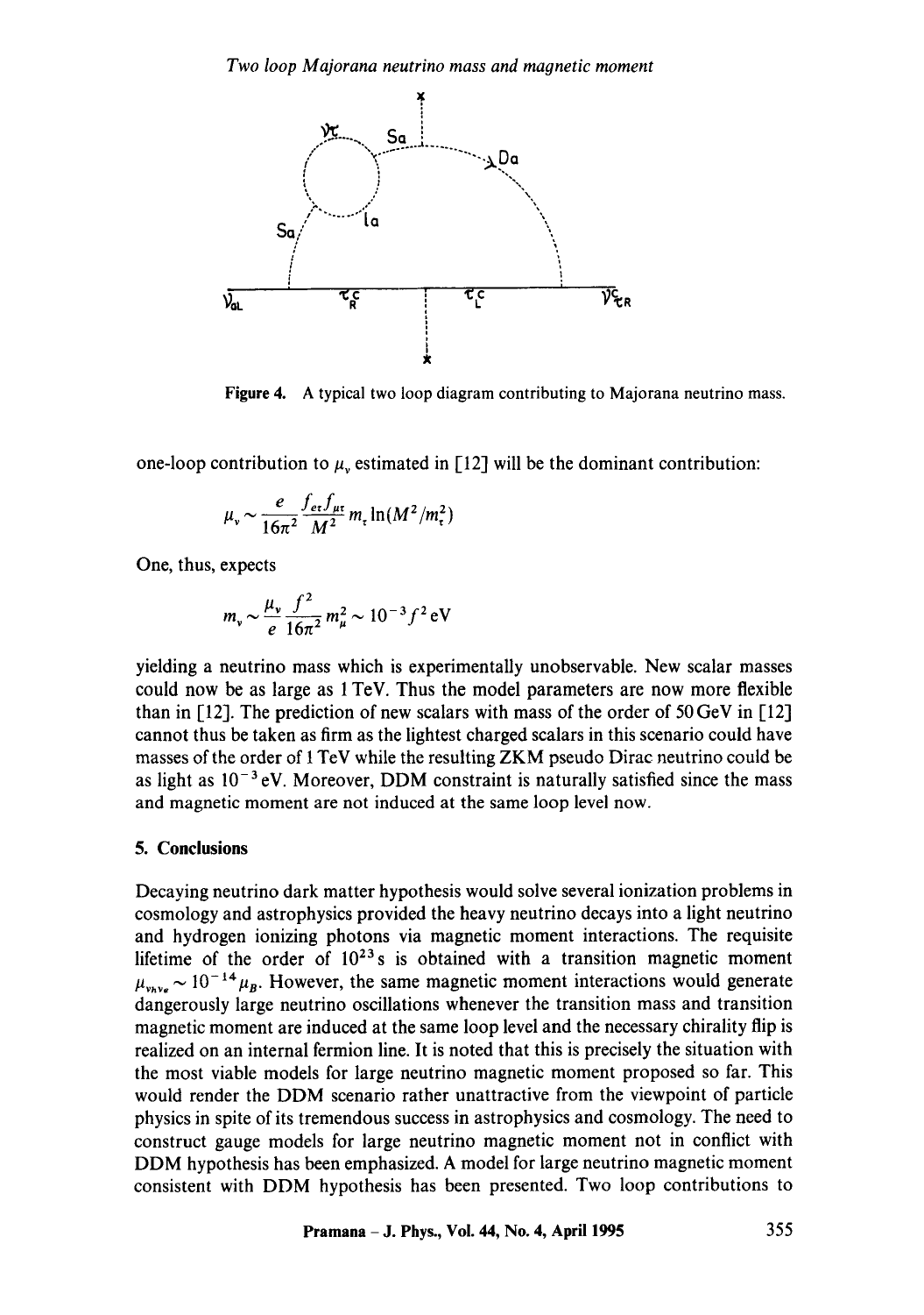Figure 4. A typical two loop diagram contributing to Majorana neutrino mass.

one-loop contribution to $\mu_\nu$ estimated in [12] will be the dominant contribution:

$$\mu_\nu \sim \frac{e}{16\pi^2} \frac{f_{e\tau} f_{\mu\tau}}{M^2} m_\tau \ln(M^2/m_\tau^2)$$

One, thus, expects

$$m_\nu \sim \frac{\mu_\nu}{e} \frac{f^2}{16\pi^2} m_\mu^2 \sim 10^{-3} f^2 \,\text{eV}$$

yielding a neutrino mass which is experimentally unobservable. New scalar masses could now be as large as 1 TeV. Thus the model parameters are now more flexible than in [12]. The prediction of new scalars with mass of the order of 50 GeV in [12] cannot thus be taken as firm as the lightest charged scalars in this scenario could have masses of the order of 1 TeV while the resulting ZKM pseudo Dirac neutrino could be as light as $10^{-3}$ eV. Moreover, DDM constraint is naturally satisfied since the mass and magnetic moment are not induced at the same loop level now.

## 5. Conclusions

Decaying neutrino dark matter hypothesis would solve several ionization problems in cosmology and astrophysics provided the heavy neutrino decays into a light neutrino and hydrogen ionizing photons via magnetic moment interactions. The requisite lifetime of the order of $10^{23}$ s is obtained with a transition magnetic moment $\mu_{\nu_h \nu_e} \sim 10^{-14} \mu_B$. However, the same magnetic moment interactions would generate dangerously large neutrino oscillations whenever the transition mass and transition magnetic moment are induced at the same loop level and the necessary chirality flip is realized on an internal fermion line. It is noted that this is precisely the situation with the most viable models for large neutrino magnetic moment proposed so far. This would render the DDM scenario rather unattractive from the viewpoint of particle physics in spite of its tremendous success in astrophysics and cosmology. The need to construct gauge models for large neutrino magnetic moment not in conflict with DDM hypothesis has been emphasized. A model for large neutrino magnetic moment consistent with DDM hypothesis has been presented. Two loop contributions to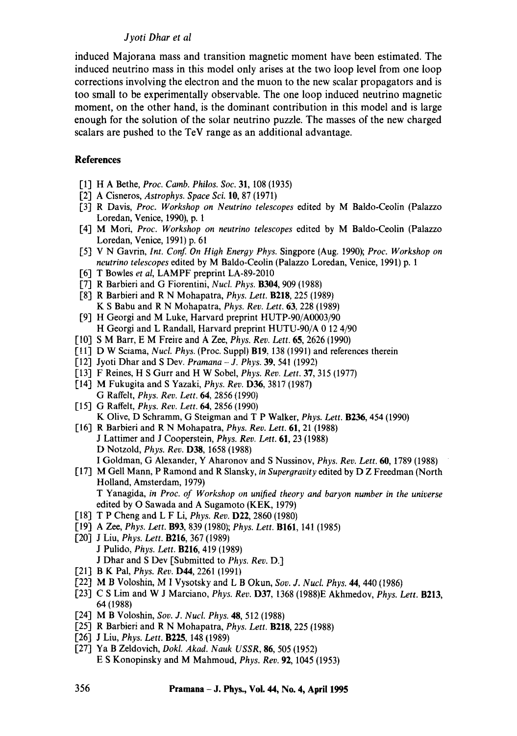induced Majorana mass and transition magnetic moment have been estimated. The induced neutrino mass in this model only arises at the two loop level from one loop corrections involving the electron and the muon to the new scalar propagators and is too small to be experimentally observable. The one loop induced neutrino magnetic moment, on the other hand, is the dominant contribution in this model and is large enough for the solution of the solar neutrino puzzle. The masses of the new charged scalars are pushed to the TeV range as an additional advantage.

## References

[1] H A Bethe, *Proc. Camb. Philos. Soc.* **31**, 108 (1935)

[2] A Cisneros, *Astrophys. Space Sci.* **10**, 87 (1971)

[3] R Davis, *Proc. Workshop on Neutrino telescopes* edited by M Baldo-Ceolin (Palazzo Loredan, Venice, 1990), p. 1

[4] M Mori, *Proc. Workshop on neutrino telescopes* edited by M Baldo-Ceolin (Palazzo Loredan, Venice, 1991) p. 61

[5] V N Gavrin, *Int. Conf. On High Energy Phys.* Singpore (Aug. 1990); *Proc. Workshop on neutrino telescopes* edited by M Baldo-Ceolin (Palazzo Loredan, Venice, 1991) p. 1

[6] T Bowles *et al*, LAMPF preprint LA-89-2010

[7] R Barbieri and G Fiorentini, *Nucl. Phys.* **B304**, 909 (1988)

[8] R Barbieri and R N Mohapatra, *Phys. Lett.* **B218**, 225 (1989)
K S Babu and R N Mohapatra, *Phys. Rev. Lett.* **63**, 228 (1989)

[9] H Georgi and M Luke, Harvard preprint HUTP-90/A0003/90
H Georgi and L Randall, Harvard preprint HUTU-90/A 0 12 4/90

[10] S M Barr, E M Freire and A Zee, *Phys. Rev. Lett.* **65**, 2626 (1990)

[11] D W Sciama, *Nucl. Phys.* (Proc. Suppl) **B19**, 138 (1991) and references therein

[12] Jyoti Dhar and S Dev. *Pramana – J. Phys.* **39**, 541 (1992)

[13] F Reines, H S Gurr and H W Sobel, *Phys. Rev. Lett.* **37**, 315 (1977)

[14] M Fukugita and S Yazaki, *Phys. Rev.* **D36**, 3817 (1987)
G Raffelt, *Phys. Rev. Lett.* **64**, 2856 (1990)

[15] G Raffelt, *Phys. Rev. Lett.* **64**, 2856 (1990)
K Olive, D Schramm, G Steigman and T P Walker, *Phys. Lett.* **B236**, 454 (1990)

[16] R Barbieri and R N Mohapatra, *Phys. Rev. Lett.* **61**, 21 (1988)
J Lattimer and J Cooperstein, *Phys. Rev. Lett.* **61**, 23 (1988)
D Notzold, *Phys. Rev.* **D38**, 1658 (1988)
I Goldman, G Alexander, Y Aharonov and S Nussinov, *Phys. Rev. Lett.* **60**, 1789 (1988)

[17] M Gell Mann, P Ramond and R Slansky, *in Supergravity* edited by D Z Freedman (North Holland, Amsterdam, 1979)
T Yanagida, *in Proc. of Workshop on unified theory and baryon number in the universe* edited by O Sawada and A Sugamoto (KEK, 1979)

[18] T P Cheng and L F Li, *Phys. Rev.* **D22**, 2860 (1980)

[19] A Zee, *Phys. Lett.* **B93**, 839 (1980); *Phys. Lett.* **B161**, 141 (1985)

[20] J Liu, *Phys. Lett.* **B216**, 367 (1989)
J Pulido, *Phys. Lett.* **B216**, 419 (1989)
J Dhar and S Dev [Submitted to *Phys. Rev.* D.]

[21] B K Pal, *Phys. Rev.* **D44**, 2261 (1991)

[22] M B Voloshin, M I Vysotsky and L B Okun, *Sov. J. Nucl. Phys.* **44**, 440 (1986)

[23] C S Lim and W J Marciano, *Phys. Rev.* **D37**, 1368 (1988)E Akhmedov, *Phys. Lett.* **B213**, 64 (1988)

[24] M B Voloshin, *Sov. J. Nucl. Phys.* **48**, 512 (1988)

[25] R Barbieri and R N Mohapatra, *Phys. Lett.* **B218**, 225 (1988)

[26] J Liu, *Phys. Lett.* **B225**, 148 (1989)

[27] Ya B Zeldovich, *Dokl. Akad. Nauk USSR*, **86**, 505 (1952)
E S Konopinsky and M Mahmoud, *Phys. Rev.* **92**, 1045 (1953)